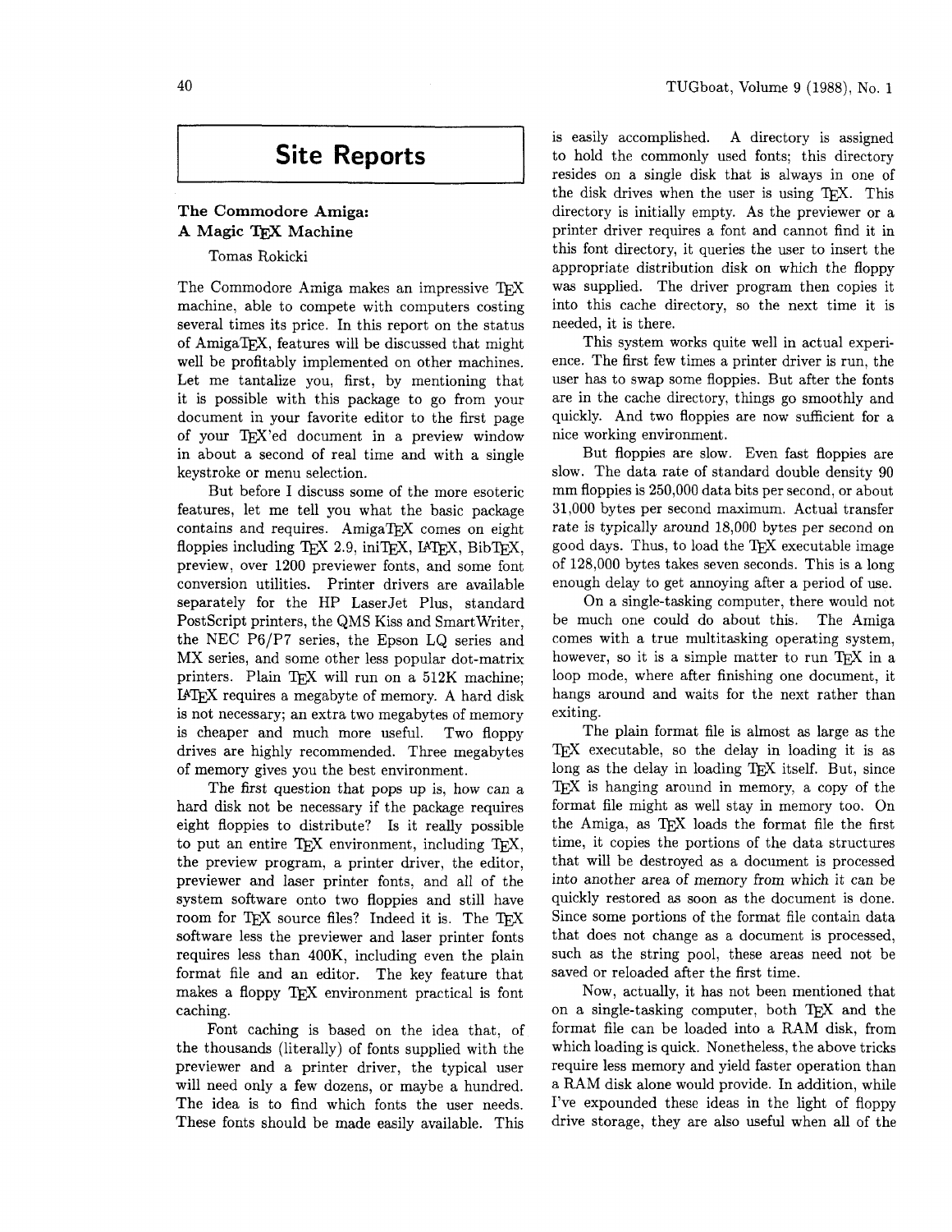# Site Reports

## The Commodore Amiga: A Magic TeX Machine

Tomas Rokicki

The Commodore Amiga makes an impressive TeX machine, able to compete with computers costing several times its price. In this report on the status of AmigaTeX, features will be discussed that might well be profitably implemented on other machines. Let me tantalize you, first, by mentioning that it is possible with this package to go from your document in your favorite editor to the first page of your TeX'ed document in a preview window in about a second of real time and with a single keystroke or menu selection.

But before I discuss some of the more esoteric features, let me tell you what the basic package contains and requires. AmigaTeX comes on eight floppies including TeX 2.9, iniTeX, LaTeX, BibTeX, preview, over 1200 previewer fonts, and some font conversion utilities. Printer drivers are available separately for the HP LaserJet Plus, standard PostScript printers, the QMS Kiss and SmartWriter, the NEC P6/P7 series, the Epson LQ series and MX series, and some other less popular dot-matrix printers. Plain TeX will run on a 512K machine; LaTeX requires a megabyte of memory. A hard disk is not necessary; an extra two megabytes of memory is cheaper and much more useful. Two floppy drives are highly recommended. Three megabytes of memory gives you the best environment.

The first question that pops up is, how can a hard disk not be necessary if the package requires eight floppies to distribute? Is it really possible to put an entire TeX environment, including TeX, the preview program, a printer driver, the editor, previewer and laser printer fonts, and all of the system software onto two floppies and still have room for TeX source files? Indeed it is. The TeX software less the previewer and laser printer fonts requires less than 400K, including even the plain format file and an editor. The key feature that makes a floppy TeX environment practical is font caching.

Font caching is based on the idea that, of the thousands (literally) of fonts supplied with the previewer and a printer driver, the typical user will need only a few dozens, or maybe a hundred. The idea is to find which fonts the user needs. These fonts should be made easily available. This is easily accomplished. A directory is assigned to hold the commonly used fonts; this directory resides on a single disk that is always in one of the disk drives when the user is using TeX. This directory is initially empty. As the previewer or a printer driver requires a font and cannot find it in this font directory, it queries the user to insert the appropriate distribution disk on which the floppy was supplied. The driver program then copies it into this cache directory, so the next time it is needed, it is there.

This system works quite well in actual experience. The first few times a printer driver is run, the user has to swap some floppies. But after the fonts are in the cache directory, things go smoothly and quickly. And two floppies are now sufficient for a nice working environment.

But floppies are slow. Even fast floppies are slow. The data rate of standard double density 90 mm floppies is 250,000 data bits per second, or about 31,000 bytes per second maximum. Actual transfer rate is typically around 18,000 bytes per second on good days. Thus, to load the TeX executable image of 128,000 bytes takes seven seconds. This is a long enough delay to get annoying after a period of use.

On a single-tasking computer, there would not be much one could do about this. The Amiga comes with a true multitasking operating system, however, so it is a simple matter to run TeX in a loop mode, where after finishing one document, it hangs around and waits for the next rather than exiting.

The plain format file is almost as large as the TeX executable, so the delay in loading it is as long as the delay in loading TeX itself. But, since TeX is hanging around in memory, a copy of the format file might as well stay in memory too. On the Amiga, as TeX loads the format file the first time, it copies the portions of the data structures that will be destroyed as a document is processed into another area of memory from which it can be quickly restored as soon as the document is done. Since some portions of the format file contain data that does not change as a document is processed, such as the string pool, these areas need not be saved or reloaded after the first time.

Now, actually, it has not been mentioned that on a single-tasking computer, both TeX and the format file can be loaded into a RAM disk, from which loading is quick. Nonetheless, the above tricks require less memory and yield faster operation than a RAM disk alone would provide. In addition, while I've expounded these ideas in the light of floppy drive storage, they are also useful when all of the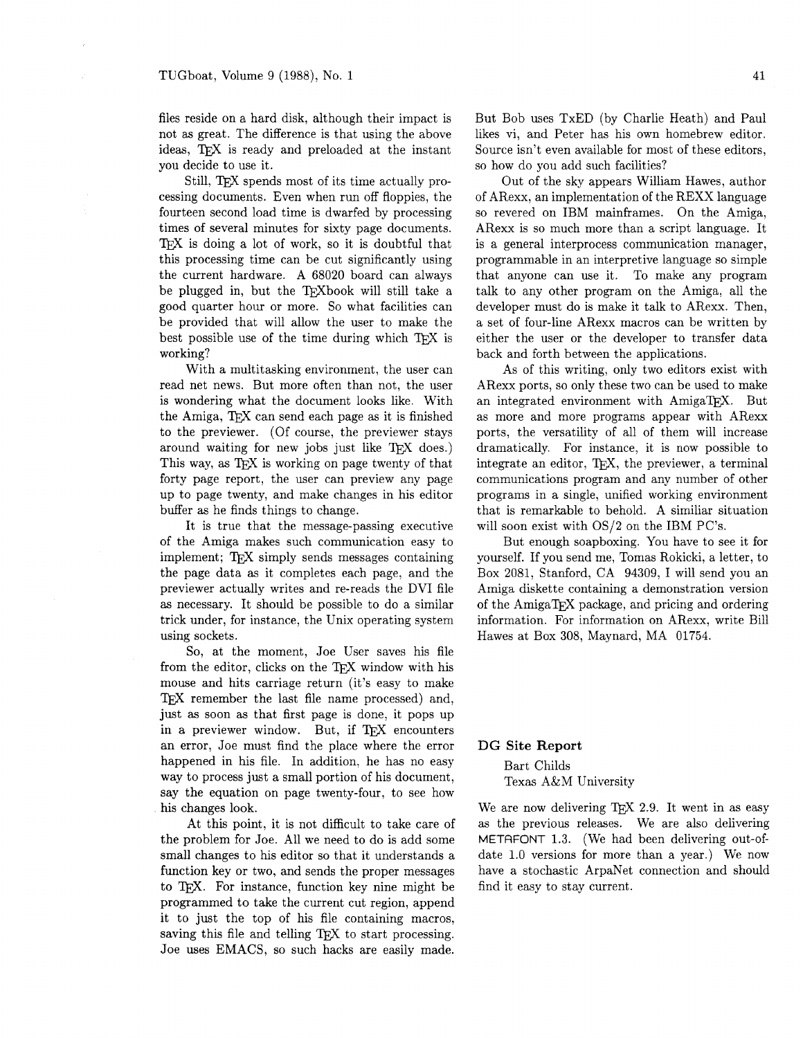files reside on a hard disk, although their impact is not as great. The difference is that using the above ideas, TeX is ready and preloaded at the instant you decide to use it.

Still, TeX spends most of its time actually processing documents. Even when run off floppies, the fourteen second load time is dwarfed by processing times of several minutes for sixty page documents. TeX is doing a lot of work, so it is doubtful that this processing time can be cut significantly using the current hardware. A 68020 board can always be plugged in, but the TeXbook will still take a good quarter hour or more. So what facilities can be provided that will allow the user to make the best possible use of the time during which TeX is working?

With a multitasking environment, the user can read net news. But more often than not, the user is wondering what the document looks like. With the Amiga, TeX can send each page as it is finished to the previewer. (Of course, the previewer stays around waiting for new jobs just like TeX does.) This way, as TeX is working on page twenty of that forty page report, the user can preview any page up to page twenty, and make changes in his editor buffer as he finds things to change.

It is true that the message-passing executive of the Amiga makes such communication easy to implement; TeX simply sends messages containing the page data as it completes each page, and the previewer actually writes and re-reads the DVI file as necessary. It should be possible to do a similar trick under, for instance, the Unix operating system using sockets.

So, at the moment, Joe User saves his file from the editor, clicks on the TeX window with his mouse and hits carriage return (it's easy to make TeX remember the last file name processed) and, just as soon as that first page is done, it pops up in a previewer window. But, if TeX encounters an error, Joe must find the place where the error happened in his file. In addition, he has no easy way to process just a small portion of his document, say the equation on page twenty-four, to see how his changes look.

At this point, it is not difficult to take care of the problem for Joe. All we need to do is add some small changes to his editor so that it understands a function key or two, and sends the proper messages to TeX. For instance, function key nine might be programmed to take the current cut region, append it to just the top of his file containing macros, saving this file and telling TeX to start processing. Joe uses EMACS, so such hacks are easily made. But Bob uses TxED (by Charlie Heath) and Paul likes vi, and Peter has his own homebrew editor. Source isn't even available for most of these editors, so how do you add such facilities?

Out of the sky appears William Hawes, author of ARexx, an implementation of the REXX language so revered on IBM mainframes. On the Amiga, ARexx is so much more than a script language. It is a general interprocess communication manager, programmable in an interpretive language so simple that anyone can use it. To make any program talk to any other program on the Amiga, all the developer must do is make it talk to ARexx. Then, a set of four-line ARexx macros can be written by either the user or the developer to transfer data back and forth between the applications.

As of this writing, only two editors exist with ARexx ports, so only these two can be used to make an integrated environment with AmigaTeX. But as more and more programs appear with ARexx ports, the versatility of all of them will increase dramatically. For instance, it is now possible to integrate an editor, TeX, the previewer, a terminal communications program and any number of other programs in a single, unified working environment that is remarkable to behold. A similiar situation will soon exist with OS/2 on the IBM PC's.

But enough soapboxing. You have to see it for yourself. If you send me, Tomas Rokicki, a letter, to Box 2081, Stanford, CA 94309, I will send you an Amiga diskette containing a demonstration version of the AmigaTeX package, and pricing and ordering information. For information on ARexx, write Bill Hawes at Box 308, Maynard, MA 01754.

## DG Site Report

Bart Childs
Texas A&M University

We are now delivering TeX 2.9. It went in as easy as the previous releases. We are also delivering METAFONT 1.3. (We had been delivering out-of-date 1.0 versions for more than a year.) We now have a stochastic ArpaNet connection and should find it easy to stay current.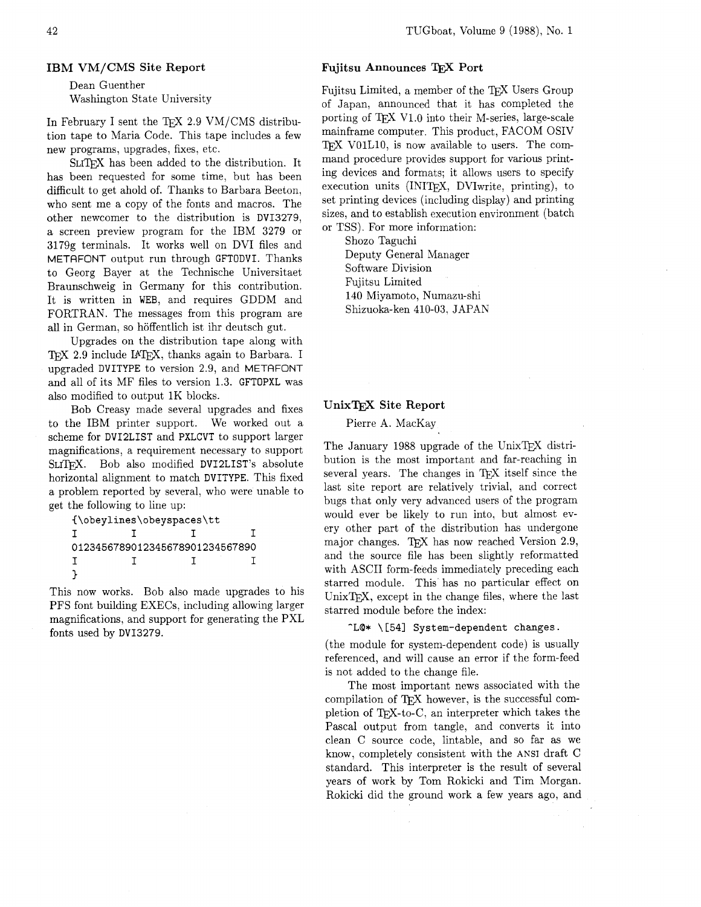## IBM VM/CMS Site Report

Dean Guenther
Washington State University

In February I sent the TEX 2.9 VM/CMS distribution tape to Maria Code. This tape includes a few new programs, upgrades, fixes, etc.

SLITEX has been added to the distribution. It has been requested for some time, but has been difficult to get ahold of. Thanks to Barbara Beeton, who sent me a copy of the fonts and macros. The other newcomer to the distribution is DVI3279, a screen preview program for the IBM 3279 or 3179g terminals. It works well on DVI files and METAFONT output run through GFTODVI. Thanks to Georg Bayer at the Technische Universitaet Braunschweig in Germany for this contribution. It is written in WEB, and requires GDDM and FORTRAN. The messages from this program are all in German, so höffentlich ist ihr deutsch gut.

Upgrades on the distribution tape along with TEX 2.9 include LATEX, thanks again to Barbara. I upgraded DVITYPE to version 2.9, and METAFONT and all of its MF files to version 1.3. GFTOPXL was also modified to output 1K blocks.

Bob Creasy made several upgrades and fixes to the IBM printer support. We worked out a scheme for DVI2LIST and PXLCVT to support larger magnifications, a requirement necessary to support SLITEX. Bob also modified DVI2LIST's absolute horizontal alignment to match DVITYPE. This fixed a problem reported by several, who were unable to get the following to line up:

```
{\obeylines\obeyspaces\tt
I         I         I         I
0123456789012345678901234567890
I         I         I         I
}
```

This now works. Bob also made upgrades to his PFS font building EXECs, including allowing larger magnifications, and support for generating the PXL fonts used by DVI3279.

## Fujitsu Announces TEX Port

Fujitsu Limited, a member of the TEX Users Group of Japan, announced that it has completed the porting of TEX V1.0 into their M-series, large-scale mainframe computer. This product, FACOM OSIV TEX V01L10, is now available to users. The command procedure provides support for various printing devices and formats; it allows users to specify execution units (INITEX, DVIwrite, printing), to set printing devices (including display) and printing sizes, and to establish execution environment (batch or TSS). For more information:

Shozo Taguchi
Deputy General Manager
Software Division
Fujitsu Limited
140 Miyamoto, Numazu-shi
Shizuoka-ken 410-03, JAPAN

## UnixTEX Site Report

Pierre A. MacKay

The January 1988 upgrade of the UnixTEX distribution is the most important and far-reaching in several years. The changes in TEX itself since the last site report are relatively trivial, and correct bugs that only very advanced users of the program would ever be likely to run into, but almost every other part of the distribution has undergone major changes. TEX has now reached Version 2.9, and the source file has been slightly reformatted with ASCII form-feeds immediately preceding each starred module. This has no particular effect on UnixTEX, except in the change files, where the last starred module before the index:

```
^L@* \[54] System-dependent changes.
```

(the module for system-dependent code) is usually referenced, and will cause an error if the form-feed is not added to the change file.

The most important news associated with the compilation of TEX however, is the successful completion of TEX-to-C, an interpreter which takes the Pascal output from tangle, and converts it into clean C source code, lintable, and so far as we know, completely consistent with the ANSI draft C standard. This interpreter is the result of several years of work by Tom Rokicki and Tim Morgan. Rokicki did the ground work a few years ago, and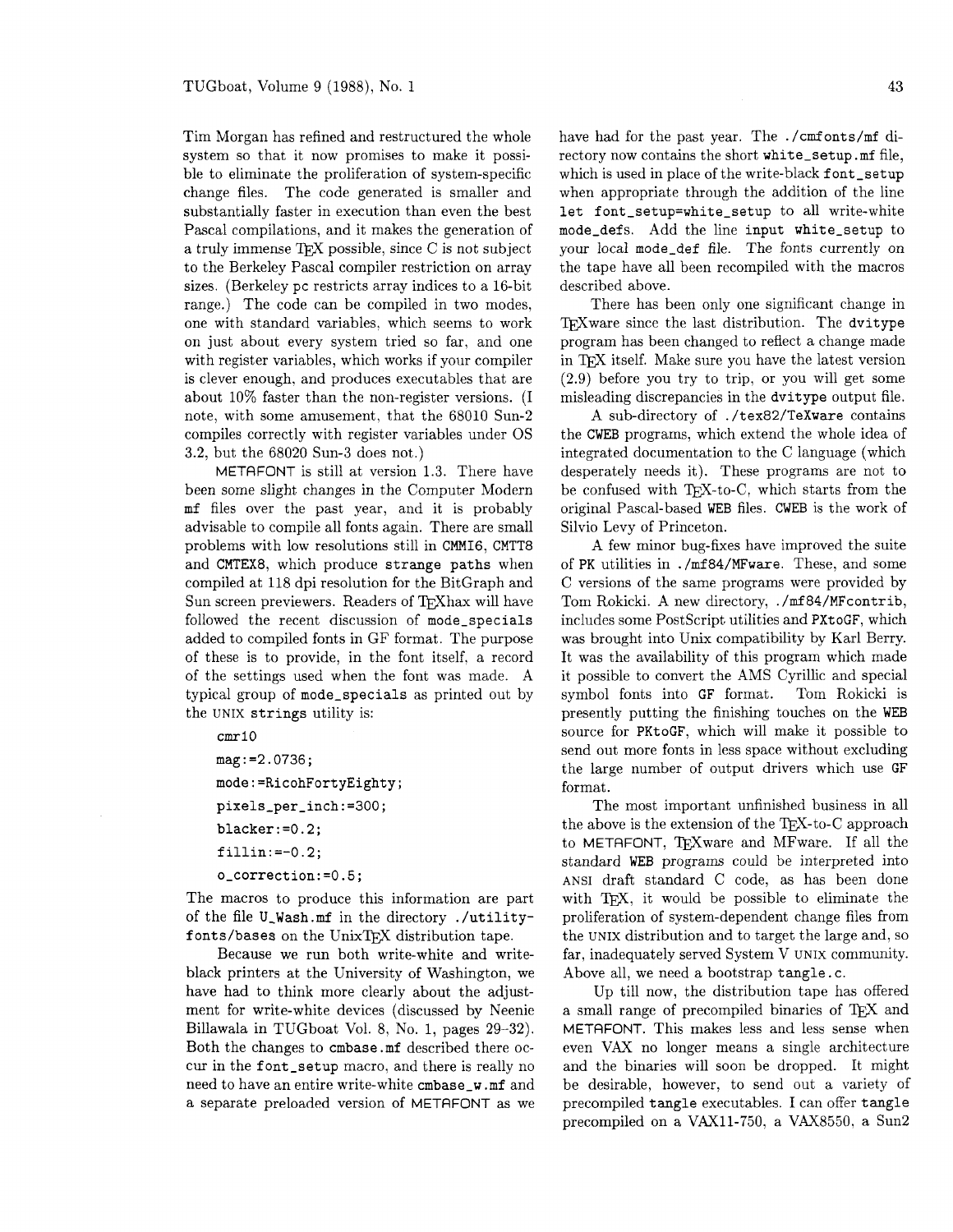Tim Morgan has refined and restructured the whole system so that it now promises to make it possible to eliminate the proliferation of system-specific change files. The code generated is smaller and substantially faster in execution than even the best Pascal compilations, and it makes the generation of a truly immense TeX possible, since C is not subject to the Berkeley Pascal compiler restriction on array sizes. (Berkeley pc restricts array indices to a 16-bit range.) The code can be compiled in two modes, one with standard variables, which seems to work on just about every system tried so far, and one with register variables, which works if your compiler is clever enough, and produces executables that are about 10% faster than the non-register versions. (I note, with some amusement, that the 68010 Sun-2 compiles correctly with register variables under OS 3.2, but the 68020 Sun-3 does not.)

METAFONT is still at version 1.3. There have been some slight changes in the Computer Modern `mf` files over the past year, and it is probably advisable to compile all fonts again. There are small problems with low resolutions still in `CMMI6`, `CMTT8` and `CMTEX8`, which produce `strange paths` when compiled at 118 dpi resolution for the BitGraph and Sun screen previewers. Readers of TeXhax will have followed the recent discussion of `mode_specials` added to compiled fonts in GF format. The purpose of these is to provide, in the font itself, a record of the settings used when the font was made. A typical group of `mode_specials` as printed out by the UNIX `strings` utility is:

```
cmr10
mag:=2.0736;
mode:=RicohFortyEighty;
pixels_per_inch:=300;
blacker:=0.2;
fillin:=-0.2;
o_correction:=0.5;
```

The macros to produce this information are part of the file `U_Wash.mf` in the directory `./utility-fonts/bases` on the UnixTeX distribution tape.

Because we run both write-white and write-black printers at the University of Washington, we have had to think more clearly about the adjustment for write-white devices (discussed by Neenie Billawala in TUGboat Vol. 8, No. 1, pages 29–32). Both the changes to `cmbase.mf` described there occur in the `font_setup` macro, and there is really no need to have an entire write-white `cmbase_w.mf` and a separate preloaded version of METAFONT as we have had for the past year. The `./cmfonts/mf` directory now contains the short `white_setup.mf` file, which is used in place of the write-black `font_setup` when appropriate through the addition of the line `let font_setup=white_setup` to all write-white `mode_defs`. Add the line `input white_setup` to your local `mode_def` file. The fonts currently on the tape have all been recompiled with the macros described above.

There has been only one significant change in TeXware since the last distribution. The `dvitype` program has been changed to reflect a change made in TeX itself. Make sure you have the latest version (2.9) before you try to trip, or you will get some misleading discrepancies in the `dvitype` output file.

A sub-directory of `./tex82/TeXware` contains the `CWEB` programs, which extend the whole idea of integrated documentation to the C language (which desperately needs it). These programs are not to be confused with TeX-to-C, which starts from the original Pascal-based `WEB` files. `CWEB` is the work of Silvio Levy of Princeton.

A few minor bug-fixes have improved the suite of `PK` utilities in `./mf84/MFware`. These, and some C versions of the same programs were provided by Tom Rokicki. A new directory, `./mf84/MFcontrib`, includes some PostScript utilities and `PXtoGF`, which was brought into Unix compatibility by Karl Berry. It was the availability of this program which made it possible to convert the AMS Cyrillic and special symbol fonts into `GF` format. Tom Rokicki is presently putting the finishing touches on the `WEB` source for `PKtoGF`, which will make it possible to send out more fonts in less space without excluding the large number of output drivers which use `GF` format.

The most important unfinished business in all the above is the extension of the TeX-to-C approach to METAFONT, TeXware and MFware. If all the standard `WEB` programs could be interpreted into ANSI draft standard C code, as has been done with TeX, it would be possible to eliminate the proliferation of system-dependent change files from the UNIX distribution and to target the large and, so far, inadequately served System V UNIX community. Above all, we need a bootstrap `tangle.c`.

Up till now, the distribution tape has offered a small range of precompiled binaries of TeX and METAFONT. This makes less and less sense when even VAX no longer means a single architecture and the binaries will soon be dropped. It might be desirable, however, to send out a variety of precompiled `tangle` executables. I can offer `tangle` precompiled on a VAX11-750, a VAX8550, a Sun2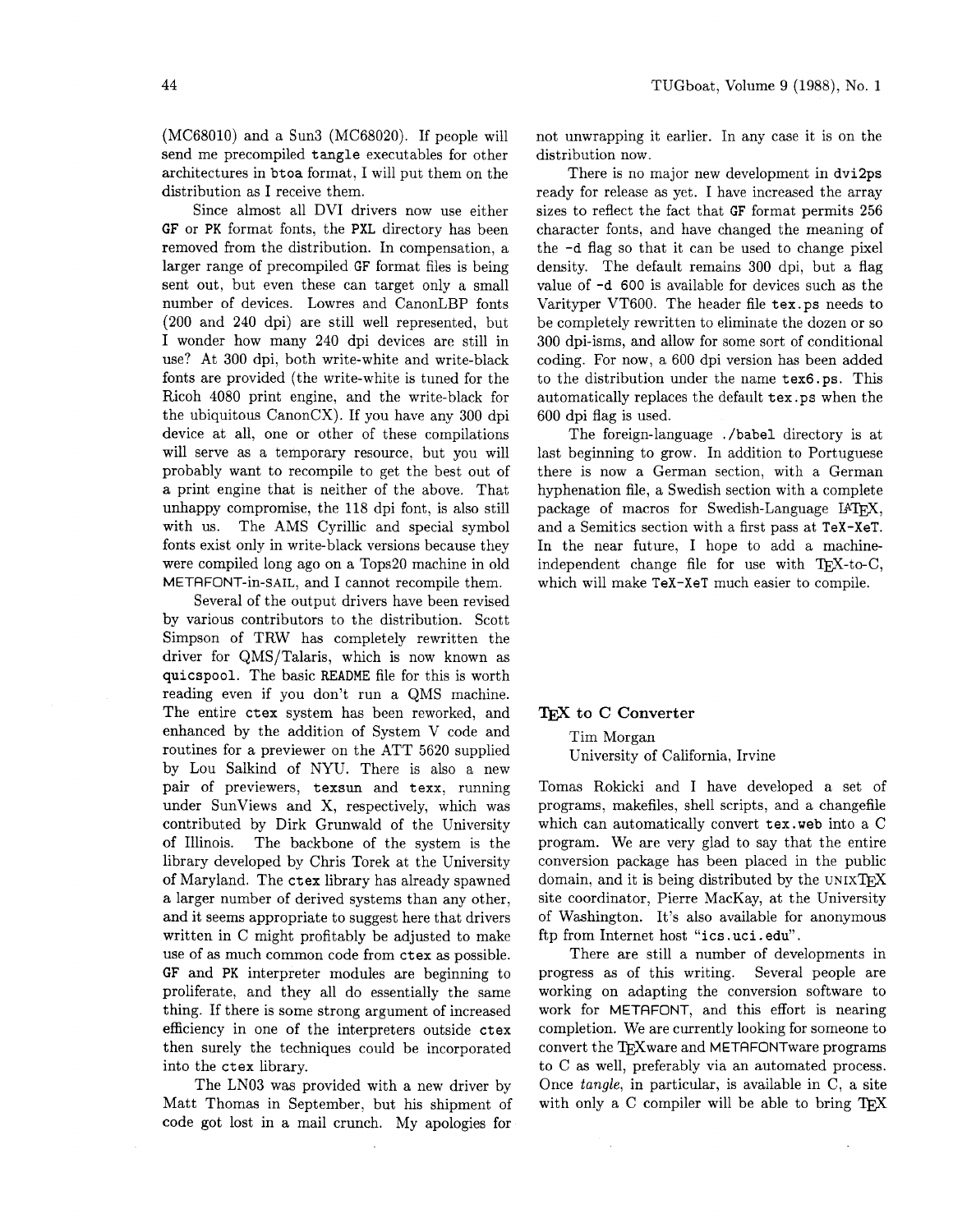(MC68010) and a Sun3 (MC68020). If people will send me precompiled tangle executables for other architectures in btoa format, I will put them on the distribution as I receive them.

Since almost all DVI drivers now use either GF or PK format fonts, the PXL directory has been removed from the distribution. In compensation, a larger range of precompiled GF format files is being sent out, but even these can target only a small number of devices. Lowres and CanonLBP fonts (200 and 240 dpi) are still well represented, but I wonder how many 240 dpi devices are still in use? At 300 dpi, both write-white and write-black fonts are provided (the write-white is tuned for the Ricoh 4080 print engine, and the write-black for the ubiquitous CanonCX). If you have any 300 dpi device at all, one or other of these compilations will serve as a temporary resource, but you will probably want to recompile to get the best out of a print engine that is neither of the above. That unhappy compromise, the 118 dpi font, is also still with us. The AMS Cyrillic and special symbol fonts exist only in write-black versions because they were compiled long ago on a Tops20 machine in old METAFONT-in-SAIL, and I cannot recompile them.

Several of the output drivers have been revised by various contributors to the distribution. Scott Simpson of TRW has completely rewritten the driver for QMS/Talaris, which is now known as quicspool. The basic README file for this is worth reading even if you don't run a QMS machine. The entire ctex system has been reworked, and enhanced by the addition of System V code and routines for a previewer on the ATT 5620 supplied by Lou Salkind of NYU. There is also a new pair of previewers, texsun and texx, running under SunViews and X, respectively, which was contributed by Dirk Grunwald of the University of Illinois. The backbone of the system is the library developed by Chris Torek at the University of Maryland. The ctex library has already spawned a larger number of derived systems than any other, and it seems appropriate to suggest here that drivers written in C might profitably be adjusted to make use of as much common code from ctex as possible. GF and PK interpreter modules are beginning to proliferate, and they all do essentially the same thing. If there is some strong argument of increased efficiency in one of the interpreters outside ctex then surely the techniques could be incorporated into the ctex library.

The LN03 was provided with a new driver by Matt Thomas in September, but his shipment of code got lost in a mail crunch. My apologies for not unwrapping it earlier. In any case it is on the distribution now.

There is no major new development in dvi2ps ready for release as yet. I have increased the array sizes to reflect the fact that GF format permits 256 character fonts, and have changed the meaning of the -d flag so that it can be used to change pixel density. The default remains 300 dpi, but a flag value of -d 600 is available for devices such as the Varityper VT600. The header file tex.ps needs to be completely rewritten to eliminate the dozen or so 300 dpi-isms, and allow for some sort of conditional coding. For now, a 600 dpi version has been added to the distribution under the name tex6.ps. This automatically replaces the default tex.ps when the 600 dpi flag is used.

The foreign-language ./babel directory is at last beginning to grow. In addition to Portuguese there is now a German section, with a German hyphenation file, a Swedish section with a complete package of macros for Swedish-Language LaTeX, and a Semitics section with a first pass at TeX-XeT. In the near future, I hope to add a machine-independent change file for use with TeX-to-C, which will make TeX-XeT much easier to compile.

## TeX to C Converter

Tim Morgan
University of California, Irvine

Tomas Rokicki and I have developed a set of programs, makefiles, shell scripts, and a changefile which can automatically convert tex.web into a C program. We are very glad to say that the entire conversion package has been placed in the public domain, and it is being distributed by the UNIXTeX site coordinator, Pierre MacKay, at the University of Washington. It's also available for anonymous ftp from Internet host "ics.uci.edu".

There are still a number of developments in progress as of this writing. Several people are working on adapting the conversion software to work for METAFONT, and this effort is nearing completion. We are currently looking for someone to convert the TeXware and METAFONTware programs to C as well, preferably via an automated process. Once *tangle*, in particular, is available in C, a site with only a C compiler will be able to bring TeX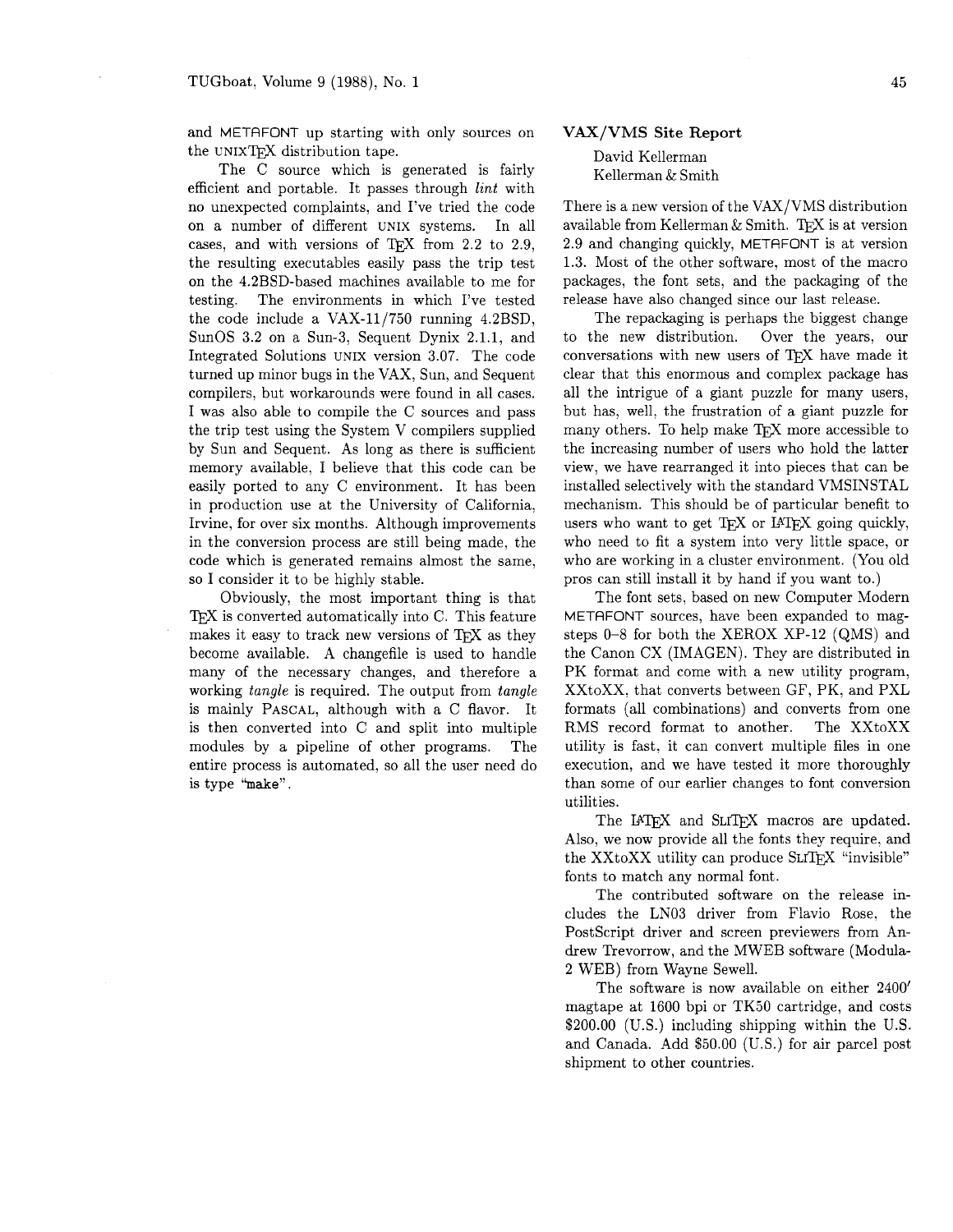and METAFONT up starting with only sources on the UNIXTeX distribution tape.

The C source which is generated is fairly efficient and portable. It passes through *lint* with no unexpected complaints, and I've tried the code on a number of different UNIX systems. In all cases, and with versions of TeX from 2.2 to 2.9, the resulting executables easily pass the trip test on the 4.2BSD-based machines available to me for testing. The environments in which I've tested the code include a VAX-11/750 running 4.2BSD, SunOS 3.2 on a Sun-3, Sequent Dynix 2.1.1, and Integrated Solutions UNIX version 3.07. The code turned up minor bugs in the VAX, Sun, and Sequent compilers, but workarounds were found in all cases. I was also able to compile the C sources and pass the trip test using the System V compilers supplied by Sun and Sequent. As long as there is sufficient memory available, I believe that this code can be easily ported to any C environment. It has been in production use at the University of California, Irvine, for over six months. Although improvements in the conversion process are still being made, the code which is generated remains almost the same, so I consider it to be highly stable.

Obviously, the most important thing is that TeX is converted automatically into C. This feature makes it easy to track new versions of TeX as they become available. A changefile is used to handle many of the necessary changes, and therefore a working *tangle* is required. The output from *tangle* is mainly PASCAL, although with a C flavor. It is then converted into C and split into multiple modules by a pipeline of other programs. The entire process is automated, so all the user need do is type "`make`".

## VAX/VMS Site Report

David Kellerman
Kellerman & Smith

There is a new version of the VAX/VMS distribution available from Kellerman & Smith. TeX is at version 2.9 and changing quickly, METAFONT is at version 1.3. Most of the other software, most of the macro packages, the font sets, and the packaging of the release have also changed since our last release.

The repackaging is perhaps the biggest change to the new distribution. Over the years, our conversations with new users of TeX have made it clear that this enormous and complex package has all the intrigue of a giant puzzle for many users, but has, well, the frustration of a giant puzzle for many others. To help make TeX more accessible to the increasing number of users who hold the latter view, we have rearranged it into pieces that can be installed selectively with the standard VMSINSTAL mechanism. This should be of particular benefit to users who want to get TeX or LaTeX going quickly, who need to fit a system into very little space, or who are working in a cluster environment. (You old pros can still install it by hand if you want to.)

The font sets, based on new Computer Modern METAFONT sources, have been expanded to magsteps 0–8 for both the XEROX XP-12 (QMS) and the Canon CX (IMAGEN). They are distributed in PK format and come with a new utility program, XXtoXX, that converts between GF, PK, and PXL formats (all combinations) and converts from one RMS record format to another. The XXtoXX utility is fast, it can convert multiple files in one execution, and we have tested it more thoroughly than some of our earlier changes to font conversion utilities.

The LaTeX and SliTeX macros are updated. Also, we now provide all the fonts they require, and the XXtoXX utility can produce SliTeX "invisible" fonts to match any normal font.

The contributed software on the release includes the LN03 driver from Flavio Rose, the PostScript driver and screen previewers from Andrew Trevorrow, and the MWEB software (Modula-2 WEB) from Wayne Sewell.

The software is now available on either 2400′ magtape at 1600 bpi or TK50 cartridge, and costs \$200.00 (U.S.) including shipping within the U.S. and Canada. Add \$50.00 (U.S.) for air parcel post shipment to other countries.